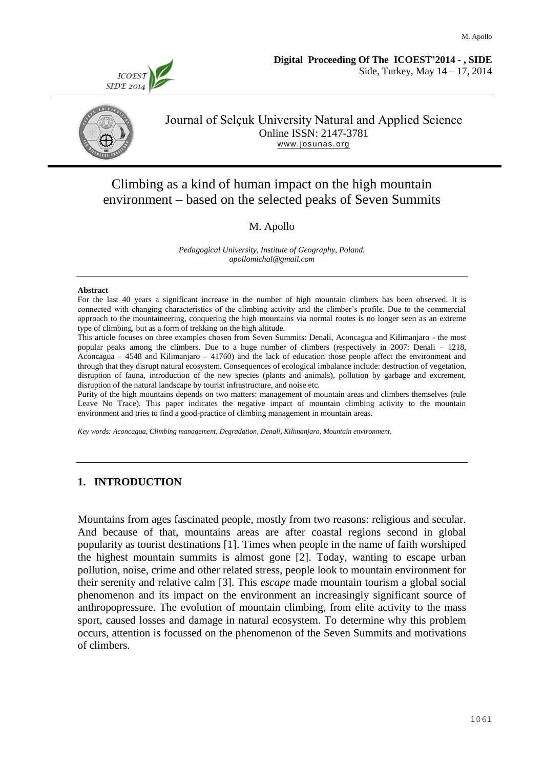**Digital Proceeding Of The ICOEST'2014 - , SIDE**
Side, Turkey, May 14 – 17, 2014

Journal of Selçuk University Natural and Applied Science
Online ISSN: 2147-3781
www.josunas.org

# Climbing as a kind of human impact on the high mountain environment – based on the selected peaks of Seven Summits

M. Apollo

*Pedagogical University, Institute of Geography, Poland.*
*apollomichal@gmail.com*

**Abstract**

For the last 40 years a significant increase in the number of high mountain climbers has been observed. It is connected with changing characteristics of the climbing activity and the climber's profile. Due to the commercial approach to the mountaineering, conquering the high mountains via normal routes is no longer seen as an extreme type of climbing, but as a form of trekking on the high altitude.

This article focuses on three examples chosen from Seven Summits: Denali, Aconcagua and Kilimanjaro - the most popular peaks among the climbers. Due to a huge number of climbers (respectively in 2007: Denali – 1218, Aconcagua – 4548 and Kilimanjaro – 41760) and the lack of education those people affect the environment and through that they disrupt natural ecosystem. Consequences of ecological imbalance include: destruction of vegetation, disruption of fauna, introduction of the new species (plants and animals), pollution by garbage and excrement, disruption of the natural landscape by tourist infrastructure, and noise etc.

Purity of the high mountains depends on two matters: management of mountain areas and climbers themselves (rule Leave No Trace). This paper indicates the negative impact of mountain climbing activity to the mountain environment and tries to find a good-practice of climbing management in mountain areas.

*Key words: Aconcagua, Climbing management, Degradation, Denali, Kilimanjaro, Mountain environment.*

## 1. INTRODUCTION

Mountains from ages fascinated people, mostly from two reasons: religious and secular. And because of that, mountains areas are after coastal regions second in global popularity as tourist destinations [1]. Times when people in the name of faith worshiped the highest mountain summits is almost gone [2]. Today, wanting to escape urban pollution, noise, crime and other related stress, people look to mountain environment for their serenity and relative calm [3]. This *escape* made mountain tourism a global social phenomenon and its impact on the environment an increasingly significant source of anthropopressure. The evolution of mountain climbing, from elite activity to the mass sport, caused losses and damage in natural ecosystem. To determine why this problem occurs, attention is focussed on the phenomenon of the Seven Summits and motivations of climbers.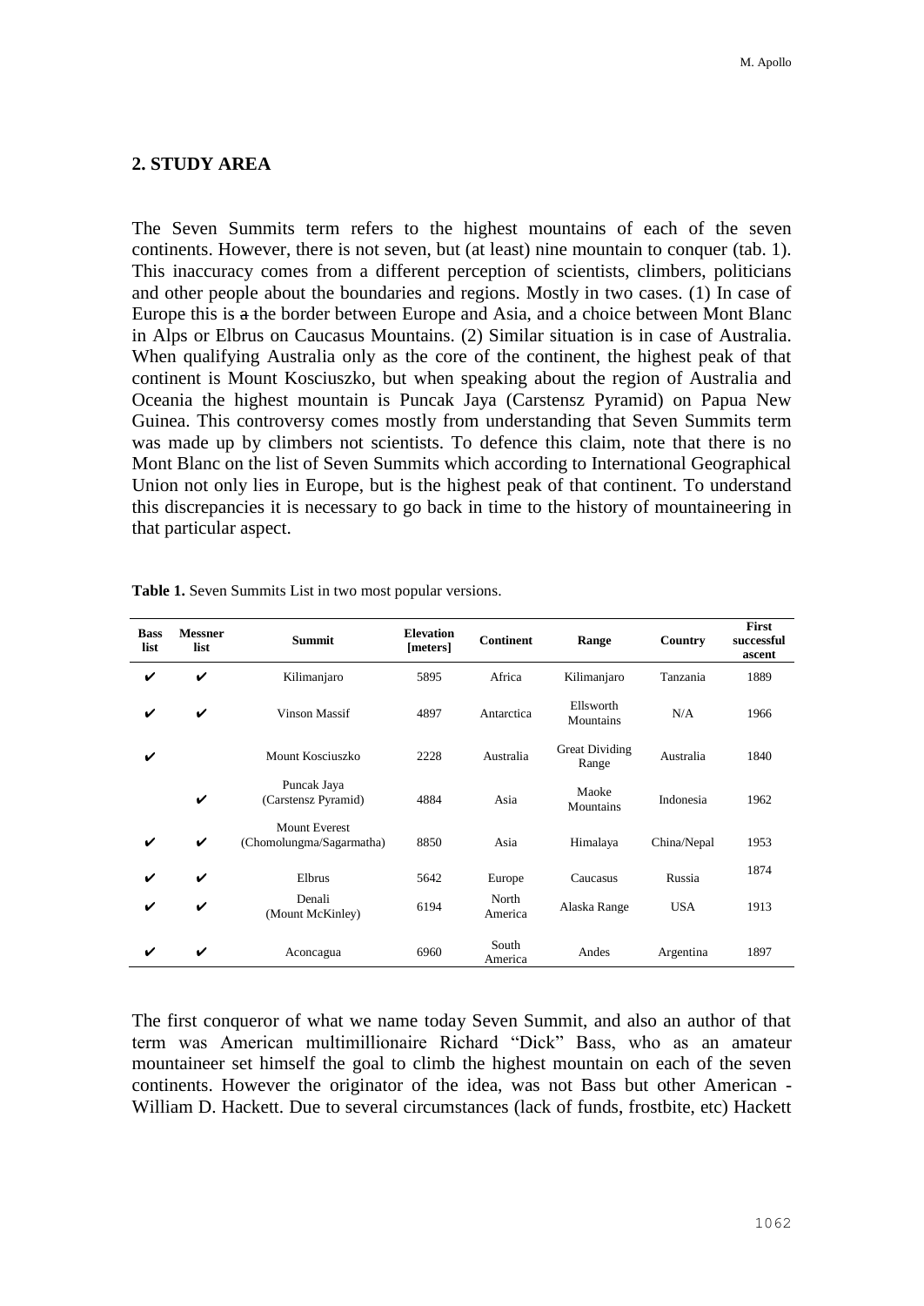## 2. STUDY AREA

The Seven Summits term refers to the highest mountains of each of the seven continents. However, there is not seven, but (at least) nine mountain to conquer (tab. 1). This inaccuracy comes from a different perception of scientists, climbers, politicians and other people about the boundaries and regions. Mostly in two cases. (1) In case of Europe this is ~~a~~ the border between Europe and Asia, and a choice between Mont Blanc in Alps or Elbrus on Caucasus Mountains. (2) Similar situation is in case of Australia. When qualifying Australia only as the core of the continent, the highest peak of that continent is Mount Kosciuszko, but when speaking about the region of Australia and Oceania the highest mountain is Puncak Jaya (Carstensz Pyramid) on Papua New Guinea. This controversy comes mostly from understanding that Seven Summits term was made up by climbers not scientists. To defence this claim, note that there is no Mont Blanc on the list of Seven Summits which according to International Geographical Union not only lies in Europe, but is the highest peak of that continent. To understand this discrepancies it is necessary to go back in time to the history of mountaineering in that particular aspect.

**Table 1.** Seven Summits List in two most popular versions.

| Bass list | Messner list | Summit | Elevation [meters] | Continent | Range | Country | First successful ascent |
|---|---|---|---|---|---|---|---|
| ✔ | ✔ | Kilimanjaro | 5895 | Africa | Kilimanjaro | Tanzania | 1889 |
| ✔ | ✔ | Vinson Massif | 4897 | Antarctica | Ellsworth Mountains | N/A | 1966 |
| ✔ | | Mount Kosciuszko | 2228 | Australia | Great Dividing Range | Australia | 1840 |
| | ✔ | Puncak Jaya (Carstensz Pyramid) | 4884 | Asia | Maoke Mountains | Indonesia | 1962 |
| ✔ | ✔ | Mount Everest (Chomolungma/Sagarmatha) | 8850 | Asia | Himalaya | China/Nepal | 1953 |
| ✔ | ✔ | Elbrus | 5642 | Europe | Caucasus | Russia | 1874 |
| ✔ | ✔ | Denali (Mount McKinley) | 6194 | North America | Alaska Range | USA | 1913 |
| ✔ | ✔ | Aconcagua | 6960 | South America | Andes | Argentina | 1897 |

The first conqueror of what we name today Seven Summit, and also an author of that term was American multimillionaire Richard "Dick" Bass, who as an amateur mountaineer set himself the goal to climb the highest mountain on each of the seven continents. However the originator of the idea, was not Bass but other American - William D. Hackett. Due to several circumstances (lack of funds, frostbite, etc) Hackett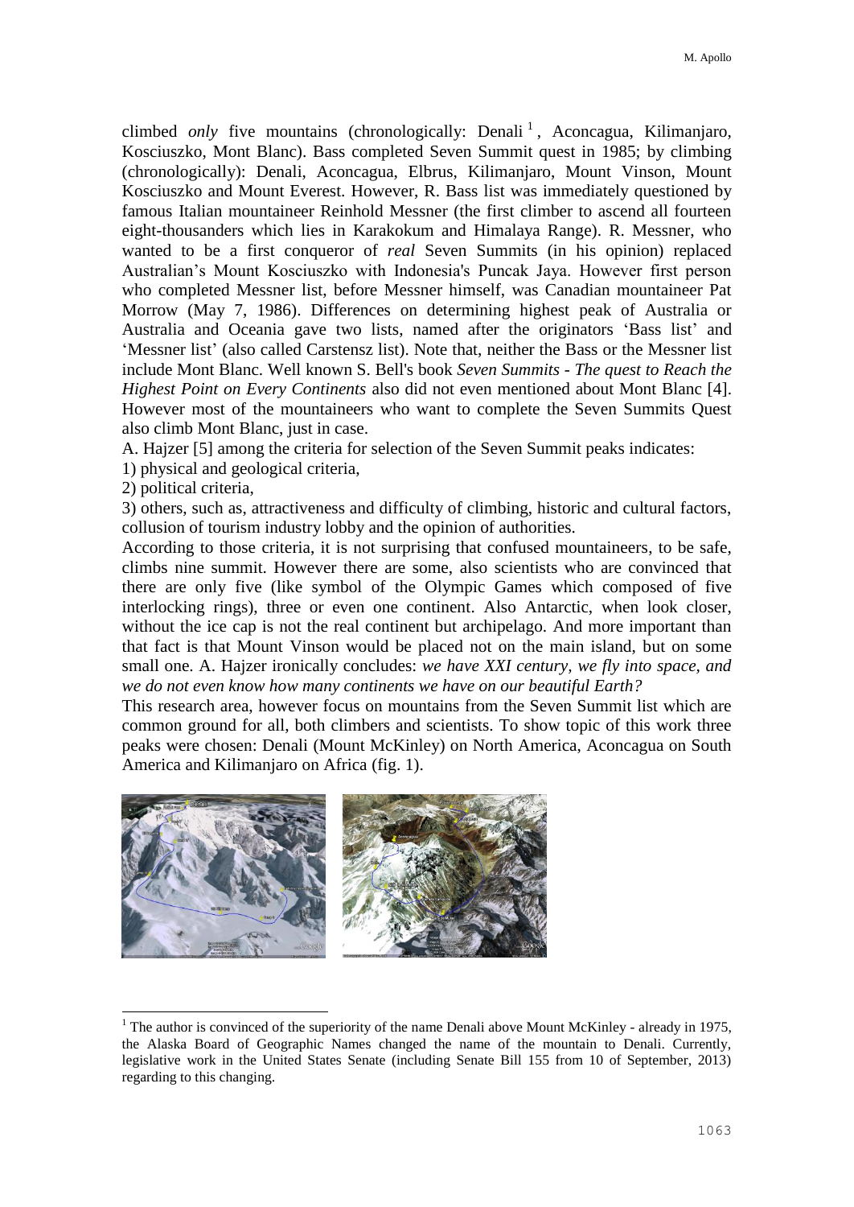climbed *only* five mountains (chronologically: Denali [1], Aconcagua, Kilimanjaro, Kosciuszko, Mont Blanc). Bass completed Seven Summit quest in 1985; by climbing (chronologically): Denali, Aconcagua, Elbrus, Kilimanjaro, Mount Vinson, Mount Kosciuszko and Mount Everest. However, R. Bass list was immediately questioned by famous Italian mountaineer Reinhold Messner (the first climber to ascend all fourteen eight-thousanders which lies in Karakokum and Himalaya Range). R. Messner, who wanted to be a first conqueror of *real* Seven Summits (in his opinion) replaced Australian's Mount Kosciuszko with Indonesia's Puncak Jaya. However first person who completed Messner list, before Messner himself, was Canadian mountaineer Pat Morrow (May 7, 1986). Differences on determining highest peak of Australia or Australia and Oceania gave two lists, named after the originators 'Bass list' and 'Messner list' (also called Carstensz list). Note that, neither the Bass or the Messner list include Mont Blanc. Well known S. Bell's book *Seven Summits - The quest to Reach the Highest Point on Every Continents* also did not even mentioned about Mont Blanc [4]. However most of the mountaineers who want to complete the Seven Summits Quest also climb Mont Blanc, just in case.

A. Hajzer [5] among the criteria for selection of the Seven Summit peaks indicates:

1) physical and geological criteria,

2) political criteria,

3) others, such as, attractiveness and difficulty of climbing, historic and cultural factors, collusion of tourism industry lobby and the opinion of authorities.

According to those criteria, it is not surprising that confused mountaineers, to be safe, climbs nine summit. However there are some, also scientists who are convinced that there are only five (like symbol of the Olympic Games which composed of five interlocking rings), three or even one continent. Also Antarctic, when look closer, without the ice cap is not the real continent but archipelago. And more important than that fact is that Mount Vinson would be placed not on the main island, but on some small one. A. Hajzer ironically concludes: *we have XXI century, we fly into space, and we do not even know how many continents we have on our beautiful Earth?*

This research area, however focus on mountains from the Seven Summit list which are common ground for all, both climbers and scientists. To show topic of this work three peaks were chosen: Denali (Mount McKinley) on North America, Aconcagua on South America and Kilimanjaro on Africa (fig. 1).

[1] The author is convinced of the superiority of the name Denali above Mount McKinley - already in 1975, the Alaska Board of Geographic Names changed the name of the mountain to Denali. Currently, legislative work in the United States Senate (including Senate Bill 155 from 10 of September, 2013) regarding to this changing.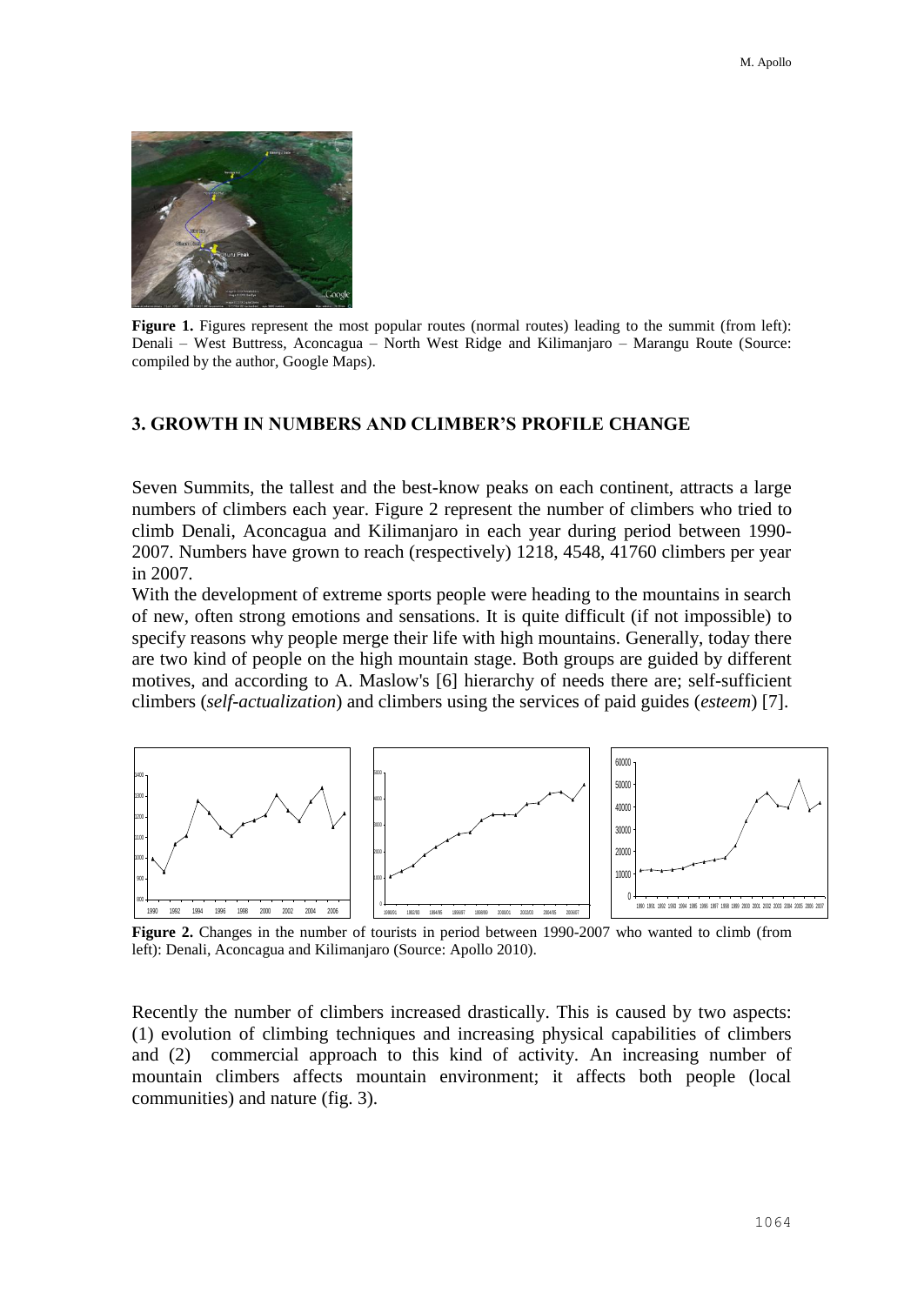**Figure 1.** Figures represent the most popular routes (normal routes) leading to the summit (from left): Denali – West Buttress, Aconcagua – North West Ridge and Kilimanjaro – Marangu Route (Source: compiled by the author, Google Maps).

## 3. GROWTH IN NUMBERS AND CLIMBER'S PROFILE CHANGE

Seven Summits, the tallest and the best-know peaks on each continent, attracts a large numbers of climbers each year. Figure 2 represent the number of climbers who tried to climb Denali, Aconcagua and Kilimanjaro in each year during period between 1990-2007. Numbers have grown to reach (respectively) 1218, 4548, 41760 climbers per year in 2007.

With the development of extreme sports people were heading to the mountains in search of new, often strong emotions and sensations. It is quite difficult (if not impossible) to specify reasons why people merge their life with high mountains. Generally, today there are two kind of people on the high mountain stage. Both groups are guided by different motives, and according to A. Maslow's [6] hierarchy of needs there are; self-sufficient climbers (*self-actualization*) and climbers using the services of paid guides (*esteem*) [7].

**Figure 2.** Changes in the number of tourists in period between 1990-2007 who wanted to climb (from left): Denali, Aconcagua and Kilimanjaro (Source: Apollo 2010).

Recently the number of climbers increased drastically. This is caused by two aspects: (1) evolution of climbing techniques and increasing physical capabilities of climbers and (2) commercial approach to this kind of activity. An increasing number of mountain climbers affects mountain environment; it affects both people (local communities) and nature (fig. 3).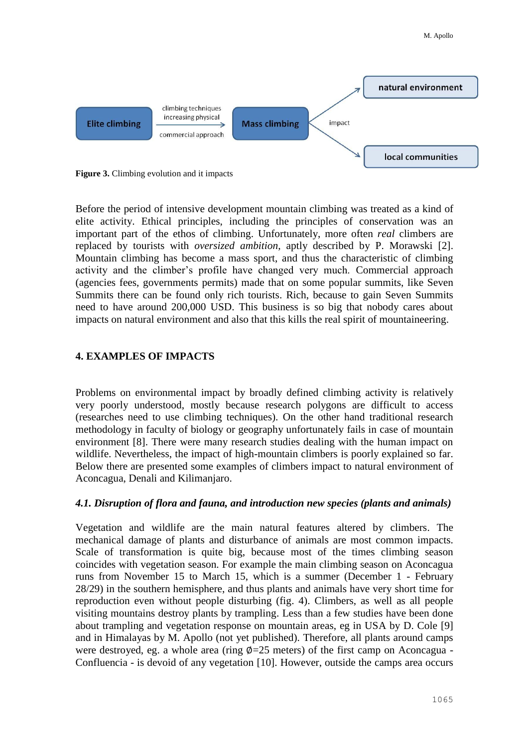**Figure 3.** Climbing evolution and it impacts

Before the period of intensive development mountain climbing was treated as a kind of elite activity. Ethical principles, including the principles of conservation was an important part of the ethos of climbing. Unfortunately, more often *real* climbers are replaced by tourists with *oversized ambition*, aptly described by P. Morawski [2]. Mountain climbing has become a mass sport, and thus the characteristic of climbing activity and the climber's profile have changed very much. Commercial approach (agencies fees, governments permits) made that on some popular summits, like Seven Summits there can be found only rich tourists. Rich, because to gain Seven Summits need to have around 200,000 USD. This business is so big that nobody cares about impacts on natural environment and also that this kills the real spirit of mountaineering.

## 4. EXAMPLES OF IMPACTS

Problems on environmental impact by broadly defined climbing activity is relatively very poorly understood, mostly because research polygons are difficult to access (researches need to use climbing techniques). On the other hand traditional research methodology in faculty of biology or geography unfortunately fails in case of mountain environment [8]. There were many research studies dealing with the human impact on wildlife. Nevertheless, the impact of high-mountain climbers is poorly explained so far. Below there are presented some examples of climbers impact to natural environment of Aconcagua, Denali and Kilimanjaro.

### *4.1. Disruption of flora and fauna, and introduction new species (plants and animals)*

Vegetation and wildlife are the main natural features altered by climbers. The mechanical damage of plants and disturbance of animals are most common impacts. Scale of transformation is quite big, because most of the times climbing season coincides with vegetation season. For example the main climbing season on Aconcagua runs from November 15 to March 15, which is a summer (December 1 - February 28/29) in the southern hemisphere, and thus plants and animals have very short time for reproduction even without people disturbing (fig. 4). Climbers, as well as all people visiting mountains destroy plants by trampling. Less than a few studies have been done about trampling and vegetation response on mountain areas, eg in USA by D. Cole [9] and in Himalayas by M. Apollo (not yet published). Therefore, all plants around camps were destroyed, eg. a whole area (ring ∅=25 meters) of the first camp on Aconcagua - Confluencia - is devoid of any vegetation [10]. However, outside the camps area occurs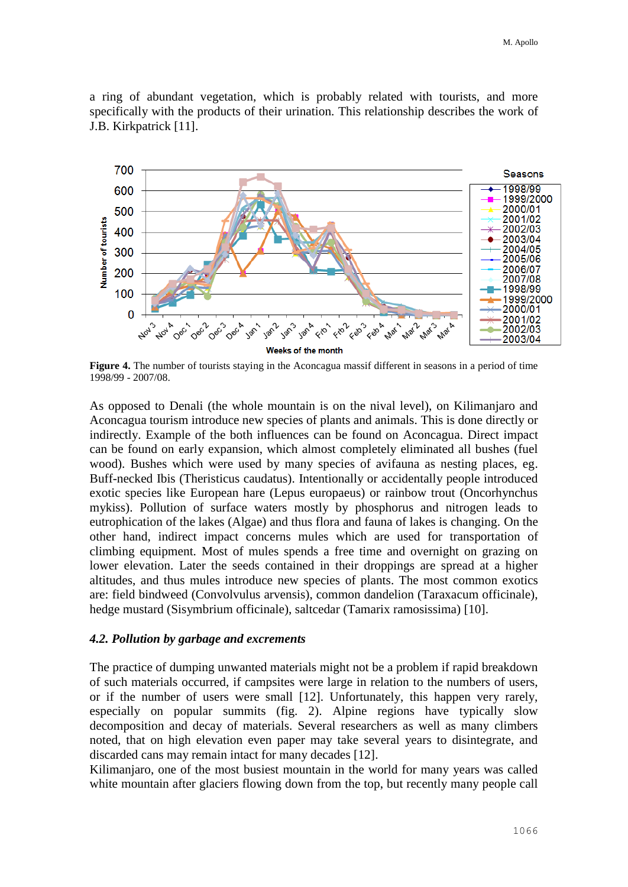a ring of abundant vegetation, which is probably related with tourists, and more specifically with the products of their urination. This relationship describes the work of J.B. Kirkpatrick [11].

**Figure 4.** The number of tourists staying in the Aconcagua massif different in seasons in a period of time 1998/99 - 2007/08.

As opposed to Denali (the whole mountain is on the nival level), on Kilimanjaro and Aconcagua tourism introduce new species of plants and animals. This is done directly or indirectly. Example of the both influences can be found on Aconcagua. Direct impact can be found on early expansion, which almost completely eliminated all bushes (fuel wood). Bushes which were used by many species of avifauna as nesting places, eg. Buff-necked Ibis (Theristicus caudatus). Intentionally or accidentally people introduced exotic species like European hare (Lepus europaeus) or rainbow trout (Oncorhynchus mykiss). Pollution of surface waters mostly by phosphorus and nitrogen leads to eutrophication of the lakes (Algae) and thus flora and fauna of lakes is changing. On the other hand, indirect impact concerns mules which are used for transportation of climbing equipment. Most of mules spends a free time and overnight on grazing on lower elevation. Later the seeds contained in their droppings are spread at a higher altitudes, and thus mules introduce new species of plants. The most common exotics are: field bindweed (Convolvulus arvensis), common dandelion (Taraxacum officinale), hedge mustard (Sisymbrium officinale), saltcedar (Tamarix ramosissima) [10].

### *4.2. Pollution by garbage and excrements*

The practice of dumping unwanted materials might not be a problem if rapid breakdown of such materials occurred, if campsites were large in relation to the numbers of users, or if the number of users were small [12]. Unfortunately, this happen very rarely, especially on popular summits (fig. 2). Alpine regions have typically slow decomposition and decay of materials. Several researchers as well as many climbers noted, that on high elevation even paper may take several years to disintegrate, and discarded cans may remain intact for many decades [12].

Kilimanjaro, one of the most busiest mountain in the world for many years was called white mountain after glaciers flowing down from the top, but recently many people call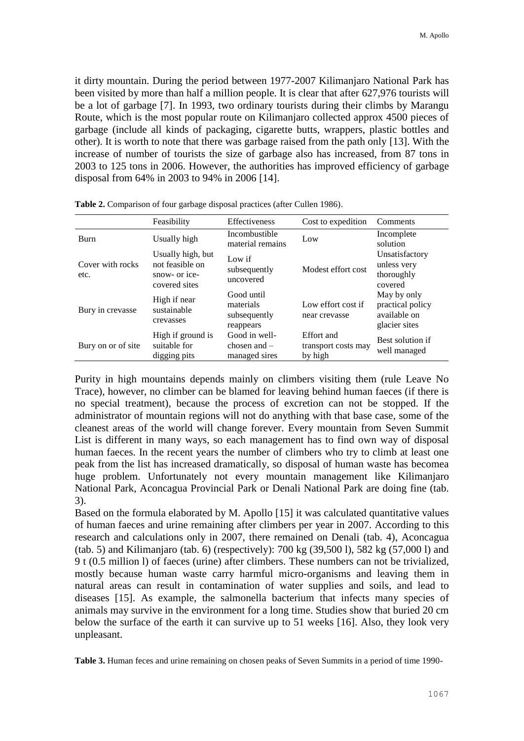it dirty mountain. During the period between 1977-2007 Kilimanjaro National Park has been visited by more than half a million people. It is clear that after 627,976 tourists will be a lot of garbage [7]. In 1993, two ordinary tourists during their climbs by Marangu Route, which is the most popular route on Kilimanjaro collected approx 4500 pieces of garbage (include all kinds of packaging, cigarette butts, wrappers, plastic bottles and other). It is worth to note that there was garbage raised from the path only [13]. With the increase of number of tourists the size of garbage also has increased, from 87 tons in 2003 to 125 tons in 2006. However, the authorities has improved efficiency of garbage disposal from 64% in 2003 to 94% in 2006 [14].

**Table 2.** Comparison of four garbage disposal practices (after Cullen 1986).

| | Feasibility | Effectiveness | Cost to expedition | Comments |
|---|---|---|---|---|
| Burn | Usually high | Incombustible material remains | Low | Incomplete solution |
| Cover with rocks etc. | Usually high, but not feasible on snow- or ice-covered sites | Low if subsequently uncovered | Modest effort cost | Unsatisfactory unless very thoroughly covered |
| Bury in crevasse | High if near sustainable crevasses | Good until materials subsequently reappears | Low effort cost if near crevasse | May by only practical policy available on glacier sites |
| Bury on or of site | High if ground is suitable for digging pits | Good in well-chosen and – managed sires | Effort and transport costs may by high | Best solution if well managed |

Purity in high mountains depends mainly on climbers visiting them (rule Leave No Trace), however, no climber can be blamed for leaving behind human faeces (if there is no special treatment), because the process of excretion can not be stopped. If the administrator of mountain regions will not do anything with that base case, some of the cleanest areas of the world will change forever. Every mountain from Seven Summit List is different in many ways, so each management has to find own way of disposal human faeces. In the recent years the number of climbers who try to climb at least one peak from the list has increased dramatically, so disposal of human waste has becomea huge problem. Unfortunately not every mountain management like Kilimanjaro National Park, Aconcagua Provincial Park or Denali National Park are doing fine (tab. 3).

Based on the formula elaborated by M. Apollo [15] it was calculated quantitative values of human faeces and urine remaining after climbers per year in 2007. According to this research and calculations only in 2007, there remained on Denali (tab. 4), Aconcagua (tab. 5) and Kilimanjaro (tab. 6) (respectively): 700 kg (39,500 l), 582 kg (57,000 l) and 9 t (0.5 million l) of faeces (urine) after climbers. These numbers can not be trivialized, mostly because human waste carry harmful micro-organisms and leaving them in natural areas can result in contamination of water supplies and soils, and lead to diseases [15]. As example, the salmonella bacterium that infects many species of animals may survive in the environment for a long time. Studies show that buried 20 cm below the surface of the earth it can survive up to 51 weeks [16]. Also, they look very unpleasant.

**Table 3.** Human feces and urine remaining on chosen peaks of Seven Summits in a period of time 1990-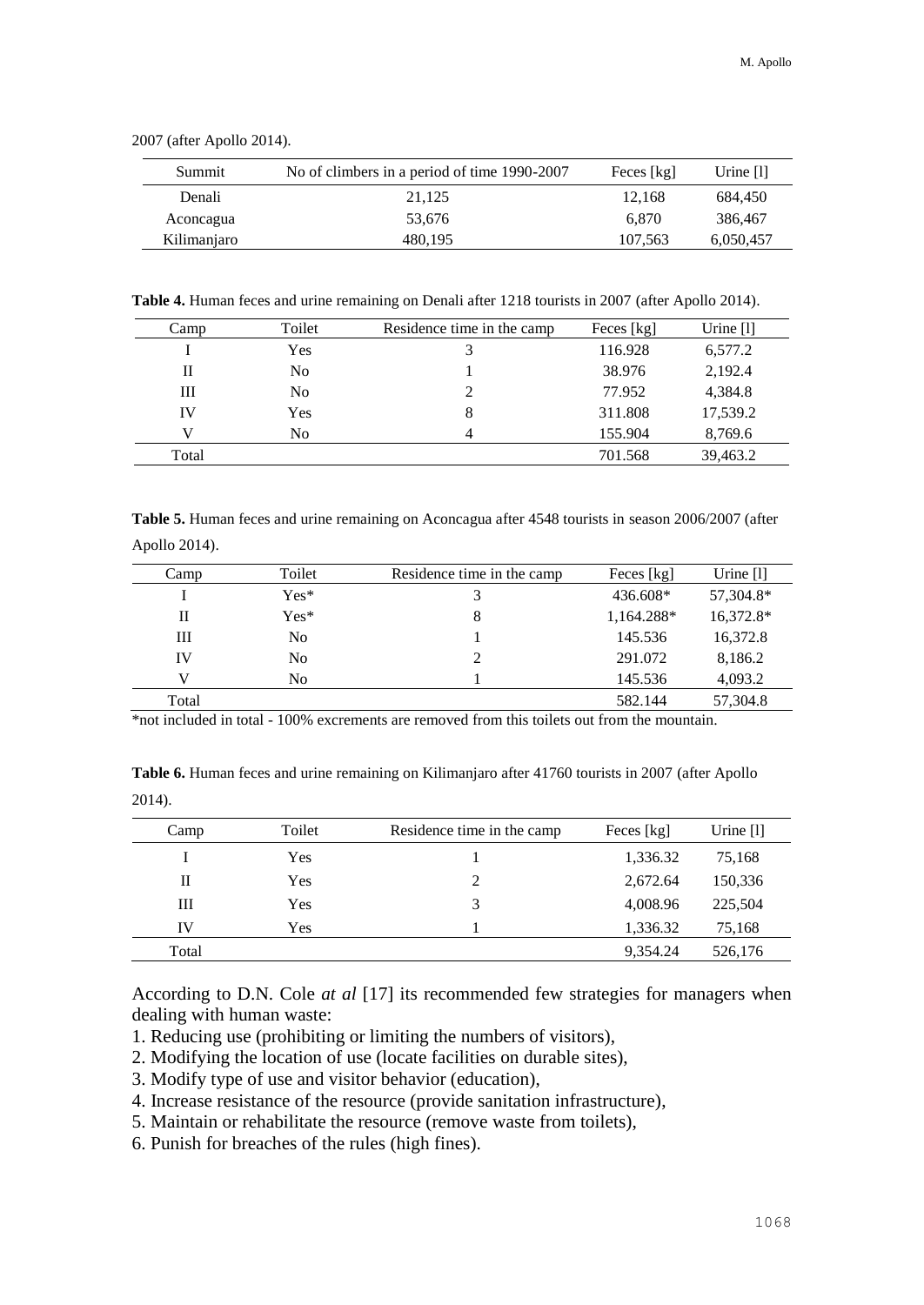2007 (after Apollo 2014).

| Summit | No of climbers in a period of time 1990-2007 | Feces [kg] | Urine [l] |
|---|---|---|---|
| Denali | 21,125 | 12,168 | 684,450 |
| Aconcagua | 53,676 | 6,870 | 386,467 |
| Kilimanjaro | 480,195 | 107,563 | 6,050,457 |

**Table 4.** Human feces and urine remaining on Denali after 1218 tourists in 2007 (after Apollo 2014).

| Camp | Toilet | Residence time in the camp | Feces [kg] | Urine [l] |
|---|---|---|---|---|
| I | Yes | 3 | 116.928 | 6,577.2 |
| II | No | 1 | 38.976 | 2,192.4 |
| III | No | 2 | 77.952 | 4,384.8 |
| IV | Yes | 8 | 311.808 | 17,539.2 |
| V | No | 4 | 155.904 | 8,769.6 |
| Total | | | 701.568 | 39,463.2 |

**Table 5.** Human feces and urine remaining on Aconcagua after 4548 tourists in season 2006/2007 (after Apollo 2014).

| Camp | Toilet | Residence time in the camp | Feces [kg] | Urine [l] |
|---|---|---|---|---|
| I | Yes* | 3 | 436.608* | 57,304.8* |
| II | Yes* | 8 | 1,164.288* | 16,372.8* |
| III | No | 1 | 145.536 | 16,372.8 |
| IV | No | 2 | 291.072 | 8,186.2 |
| V | No | 1 | 145.536 | 4,093.2 |
| Total | | | 582.144 | 57,304.8 |

*not included in total - 100% excrements are removed from this toilets out from the mountain.

**Table 6.** Human feces and urine remaining on Kilimanjaro after 41760 tourists in 2007 (after Apollo 2014).

| Camp | Toilet | Residence time in the camp | Feces [kg] | Urine [l] |
|---|---|---|---|---|
| I | Yes | 1 | 1,336.32 | 75,168 |
| II | Yes | 2 | 2,672.64 | 150,336 |
| III | Yes | 3 | 4,008.96 | 225,504 |
| IV | Yes | 1 | 1,336.32 | 75,168 |
| Total | | | 9,354.24 | 526,176 |

According to D.N. Cole *at al* [17] its recommended few strategies for managers when dealing with human waste:

1. Reducing use (prohibiting or limiting the numbers of visitors),
2. Modifying the location of use (locate facilities on durable sites),
3. Modify type of use and visitor behavior (education),
4. Increase resistance of the resource (provide sanitation infrastructure),
5. Maintain or rehabilitate the resource (remove waste from toilets),
6. Punish for breaches of the rules (high fines).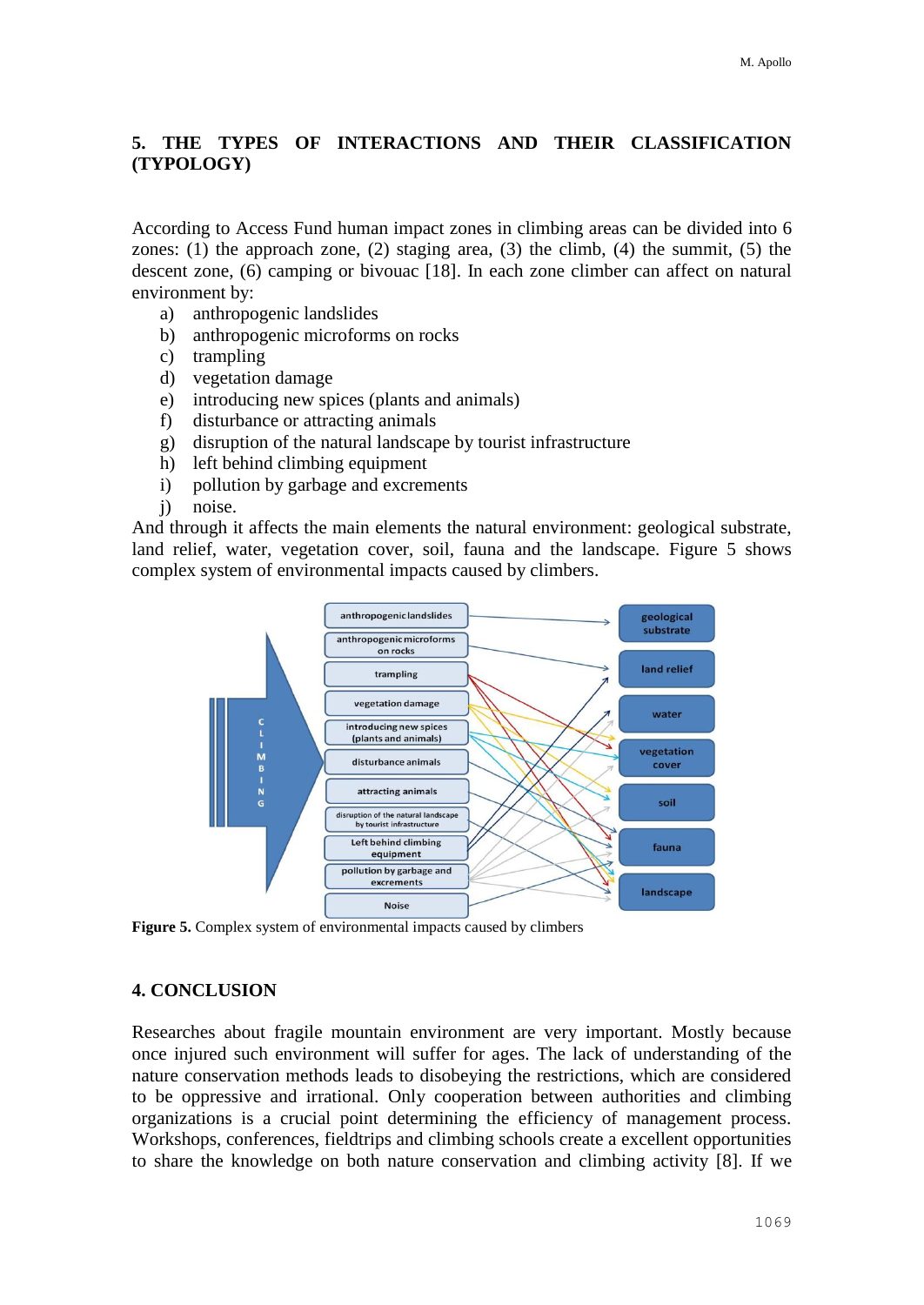## 5. THE TYPES OF INTERACTIONS AND THEIR CLASSIFICATION (TYPOLOGY)

According to Access Fund human impact zones in climbing areas can be divided into 6 zones: (1) the approach zone, (2) staging area, (3) the climb, (4) the summit, (5) the descent zone, (6) camping or bivouac [18]. In each zone climber can affect on natural environment by:

a) anthropogenic landslides
b) anthropogenic microforms on rocks
c) trampling
d) vegetation damage
e) introducing new spices (plants and animals)
f) disturbance or attracting animals
g) disruption of the natural landscape by tourist infrastructure
h) left behind climbing equipment
i) pollution by garbage and excrements
j) noise.

And through it affects the main elements the natural environment: geological substrate, land relief, water, vegetation cover, soil, fauna and the landscape. Figure 5 shows complex system of environmental impacts caused by climbers.

**Figure 5.** Complex system of environmental impacts caused by climbers

## 4. CONCLUSION

Researches about fragile mountain environment are very important. Mostly because once injured such environment will suffer for ages. The lack of understanding of the nature conservation methods leads to disobeying the restrictions, which are considered to be oppressive and irrational. Only cooperation between authorities and climbing organizations is a crucial point determining the efficiency of management process. Workshops, conferences, fieldtrips and climbing schools create a excellent opportunities to share the knowledge on both nature conservation and climbing activity [8]. If we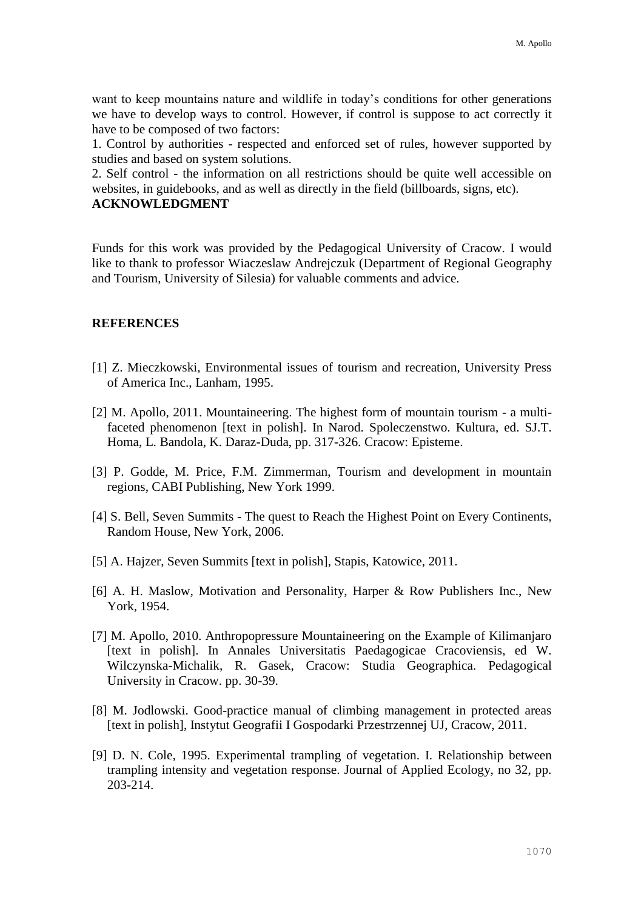want to keep mountains nature and wildlife in today's conditions for other generations we have to develop ways to control. However, if control is suppose to act correctly it have to be composed of two factors:

1. Control by authorities - respected and enforced set of rules, however supported by studies and based on system solutions.
2. Self control - the information on all restrictions should be quite well accessible on websites, in guidebooks, and as well as directly in the field (billboards, signs, etc).

## ACKNOWLEDGMENT

Funds for this work was provided by the Pedagogical University of Cracow. I would like to thank to professor Wiaczeslaw Andrejczuk (Department of Regional Geography and Tourism, University of Silesia) for valuable comments and advice.

## REFERENCES

[1] Z. Mieczkowski, Environmental issues of tourism and recreation, University Press of America Inc., Lanham, 1995.

[2] M. Apollo, 2011. Mountaineering. The highest form of mountain tourism - a multi-faceted phenomenon [text in polish]. In Narod. Spoleczenstwo. Kultura, ed. SJ.T. Homa, L. Bandola, K. Daraz-Duda, pp. 317-326. Cracow: Episteme.

[3] P. Godde, M. Price, F.M. Zimmerman, Tourism and development in mountain regions, CABI Publishing, New York 1999.

[4] S. Bell, Seven Summits - The quest to Reach the Highest Point on Every Continents, Random House, New York, 2006.

[5] A. Hajzer, Seven Summits [text in polish], Stapis, Katowice, 2011.

[6] A. H. Maslow, Motivation and Personality, Harper & Row Publishers Inc., New York, 1954.

[7] M. Apollo, 2010. Anthropopressure Mountaineering on the Example of Kilimanjaro [text in polish]. In Annales Universitatis Paedagogicae Cracoviensis, ed W. Wilczynska-Michalik, R. Gasek, Cracow: Studia Geographica. Pedagogical University in Cracow. pp. 30-39.

[8] M. Jodlowski. Good-practice manual of climbing management in protected areas [text in polish], Instytut Geografii I Gospodarki Przestrzennej UJ, Cracow, 2011.

[9] D. N. Cole, 1995. Experimental trampling of vegetation. I. Relationship between trampling intensity and vegetation response. Journal of Applied Ecology, no 32, pp. 203-214.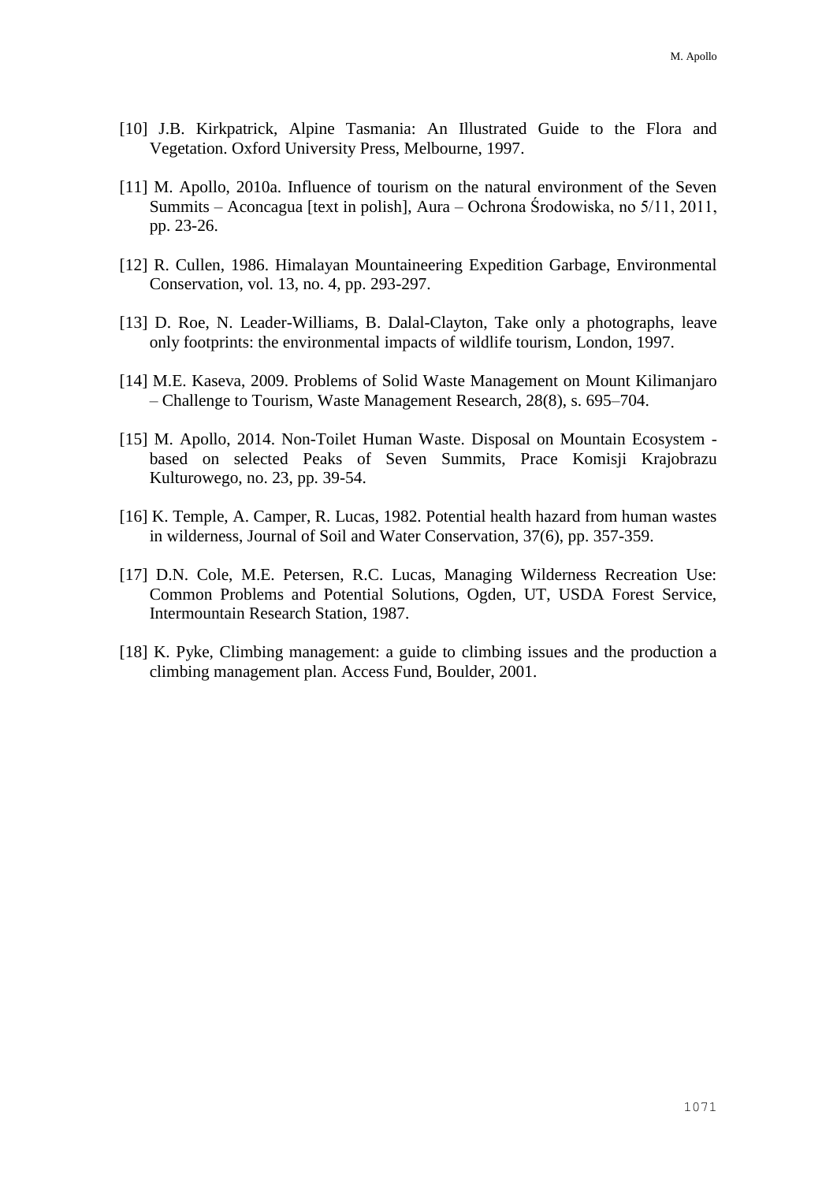[10] J.B. Kirkpatrick, Alpine Tasmania: An Illustrated Guide to the Flora and Vegetation. Oxford University Press, Melbourne, 1997.

[11] M. Apollo, 2010a. Influence of tourism on the natural environment of the Seven Summits – Aconcagua [text in polish], Aura – Ochrona Środowiska, no 5/11, 2011, pp. 23-26.

[12] R. Cullen, 1986. Himalayan Mountaineering Expedition Garbage, Environmental Conservation, vol. 13, no. 4, pp. 293-297.

[13] D. Roe, N. Leader-Williams, B. Dalal-Clayton, Take only a photographs, leave only footprints: the environmental impacts of wildlife tourism, London, 1997.

[14] M.E. Kaseva, 2009. Problems of Solid Waste Management on Mount Kilimanjaro – Challenge to Tourism, Waste Management Research, 28(8), s. 695–704.

[15] M. Apollo, 2014. Non-Toilet Human Waste. Disposal on Mountain Ecosystem - based on selected Peaks of Seven Summits, Prace Komisji Krajobrazu Kulturowego, no. 23, pp. 39-54.

[16] K. Temple, A. Camper, R. Lucas, 1982. Potential health hazard from human wastes in wilderness, Journal of Soil and Water Conservation, 37(6), pp. 357-359.

[17] D.N. Cole, M.E. Petersen, R.C. Lucas, Managing Wilderness Recreation Use: Common Problems and Potential Solutions, Ogden, UT, USDA Forest Service, Intermountain Research Station, 1987.

[18] K. Pyke, Climbing management: a guide to climbing issues and the production a climbing management plan. Access Fund, Boulder, 2001.